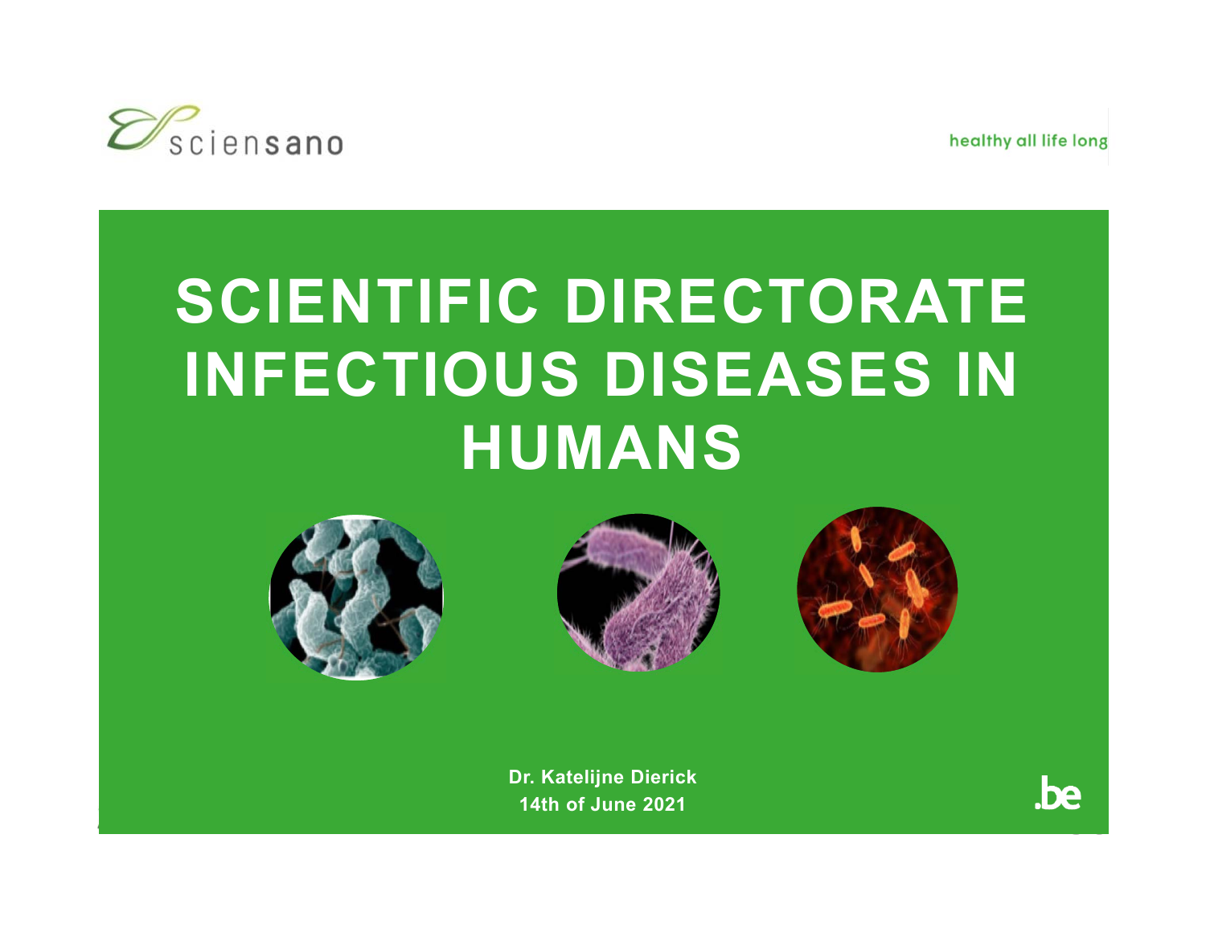sciensano

healthy all life long

# SCIENTIFIC DIRECTORATE INFECTIOUS DISEASES IN HUMANS

**Dr. Katelijne Dierick**
**14th of June 2021**

.be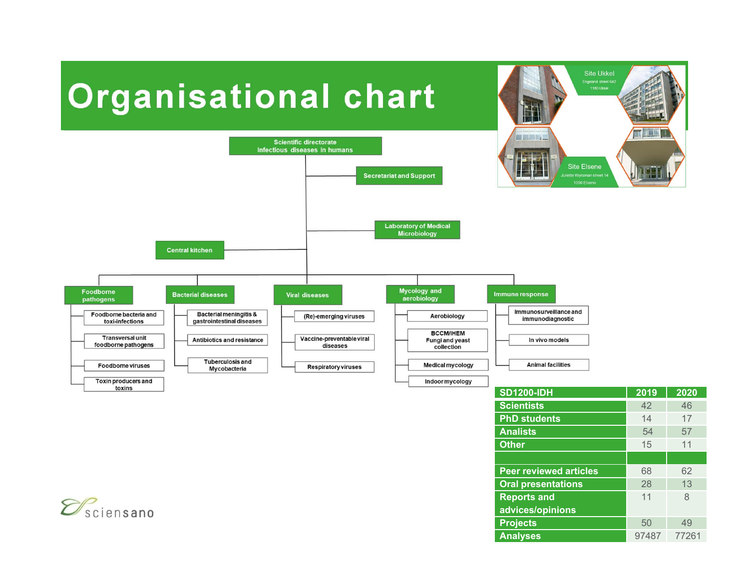# Organisational chart

Site Ukkel
Engeland street 642
1180 Ukkel

Site Elsene
Juliette Wytsman street 14
1050 Elsene

**Scientific directorate Infectious diseases in humans**

- Secretariat and Support
- Laboratory of Medical Microbiology
- Central kitchen

**Foodborne pathogens**
- Foodborne bacteria and toxi-infections
- Transversal unit foodborne pathogens
- Foodborne viruses
- Toxin producers and toxins

**Bacterial diseases**
- Bacterial meningitis & gastrointestinal diseases
- Antibiotics and resistance
- Tuberculosis and Mycobacteria

**Viral diseases**
- (Re)-emerging viruses
- Vaccine-preventable viral diseases
- Respiratory viruses

**Mycology and aerobiology**
- Aerobiology
- BCCM/IHEM Fungi and yeast collection
- Medical mycology
- Indoor mycology

**Immune response**
- Immunosurveillance and immunodiagnostic
- In vivo models
- Animal facilities

| SD1200-IDH | 2019 | 2020 |
|---|---|---|
| Scientists | 42 | 46 |
| PhD students | 14 | 17 |
| Analists | 54 | 57 |
| Other | 15 | 11 |
| | | |
| Peer reviewed articles | 68 | 62 |
| Oral presentations | 28 | 13 |
| Reports and advices/opinions | 11 | 8 |
| Projects | 50 | 49 |
| Analyses | 97487 | 77261 |

sciensano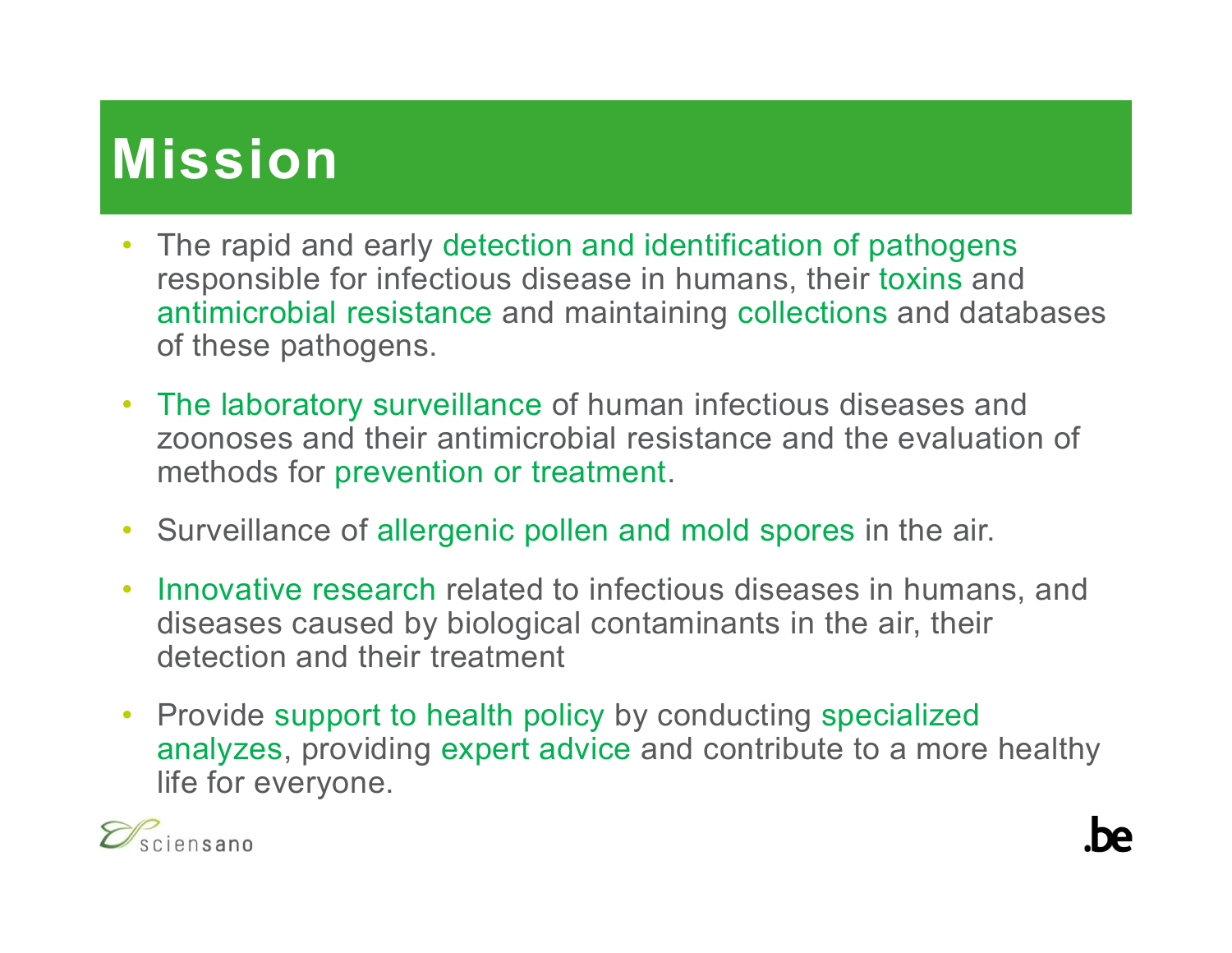# Mission

- The rapid and early detection and identification of pathogens responsible for infectious disease in humans, their toxins and antimicrobial resistance and maintaining collections and databases of these pathogens.
- The laboratory surveillance of human infectious diseases and zoonoses and their antimicrobial resistance and the evaluation of methods for prevention or treatment.
- Surveillance of allergenic pollen and mold spores in the air.
- Innovative research related to infectious diseases in humans, and diseases caused by biological contaminants in the air, their detection and their treatment
- Provide support to health policy by conducting specialized analyzes, providing expert advice and contribute to a more healthy life for everyone.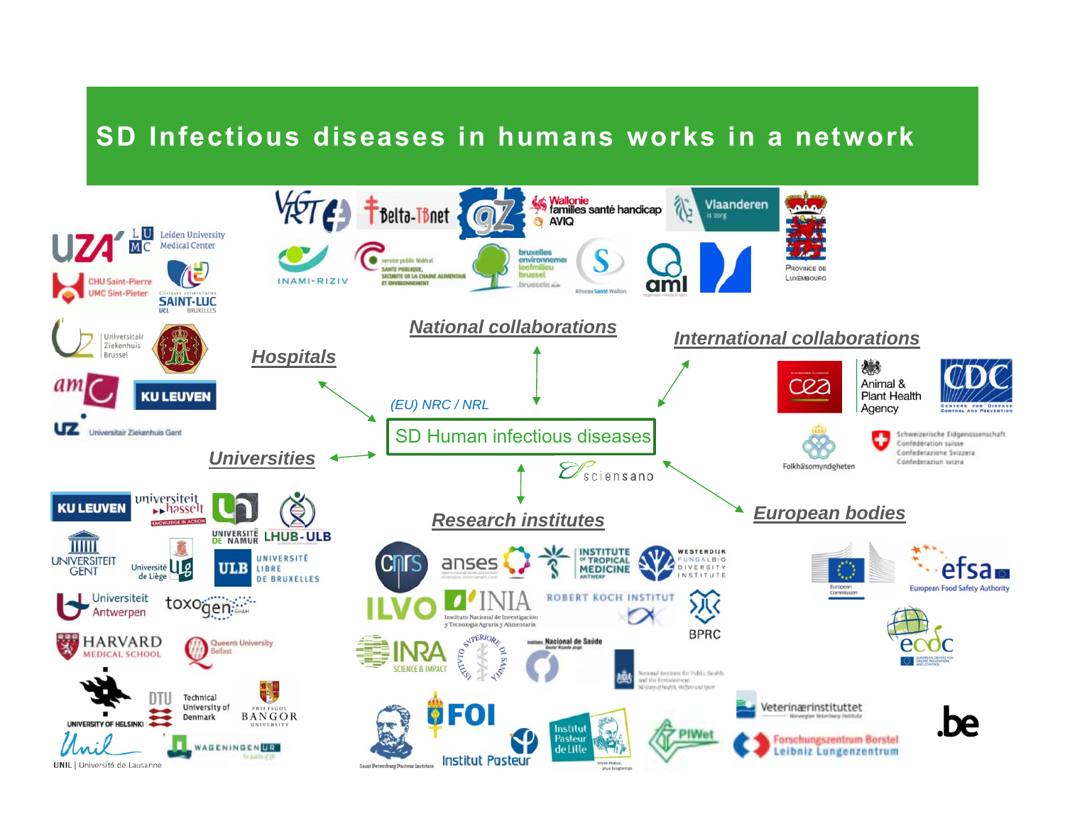# SD Infectious diseases in humans works in a network

**National collaborations**

**International collaborations**

**Hospitals**

(EU) NRC / NRL

SD Human infectious diseases

sciensano

**Universities**

**Research institutes**

**European bodies**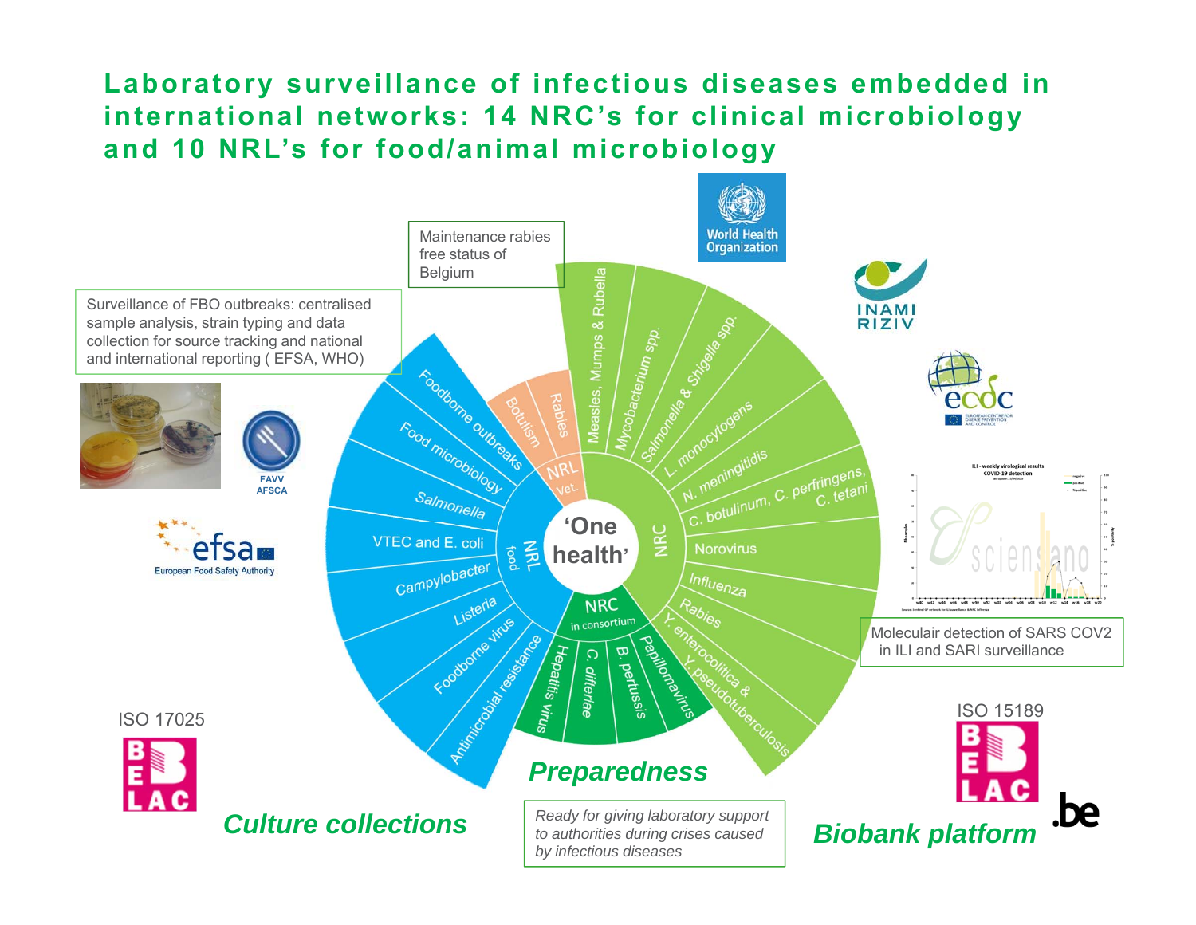# Laboratory surveillance of infectious diseases embedded in international networks: 14 NRC's for clinical microbiology and 10 NRL's for food/animal microbiology

Maintenance rabies free status of Belgium

Surveillance of FBO outbreaks: centralised sample analysis, strain typing and data collection for source tracking and national and international reporting ( EFSA, WHO)

'One health'

**NRC**
- Measles, Mumps & Rubella
- Mycobacterium spp.
- Salmonella & Shigella spp.
- L. monocytogenes
- N. meningitidis
- C. botulinum, C. perfringens, C. tetani
- Norovirus
- Influenza
- Rabies
- Y. enterocolitica & Y. pseudotuberculosis

**NRC in consortium**
- Hepatitis virus
- C. difteriae
- B. pertussis
- Papillomavirus

**NRL food**
- Foodborne outbreaks
- Food microbiology
- Salmonella
- VTEC and E. coli
- Campylobacter
- Listeria
- Foodborne virus
- Antimicrobial resistance

**NRL Vet.**
- Botulism
- Rabies

World Health Organization

INAMI RIZIV

ecdc

FAVV AFSCA

efsa European Food Safety Authority

Moleculair detection of SARS COV2 in ILI and SARI surveillance

ISO 17025

ISO 15189

## Culture collections

## Preparedness

*Ready for giving laboratory support to authorities during crises caused by infectious diseases*

## Biobank platform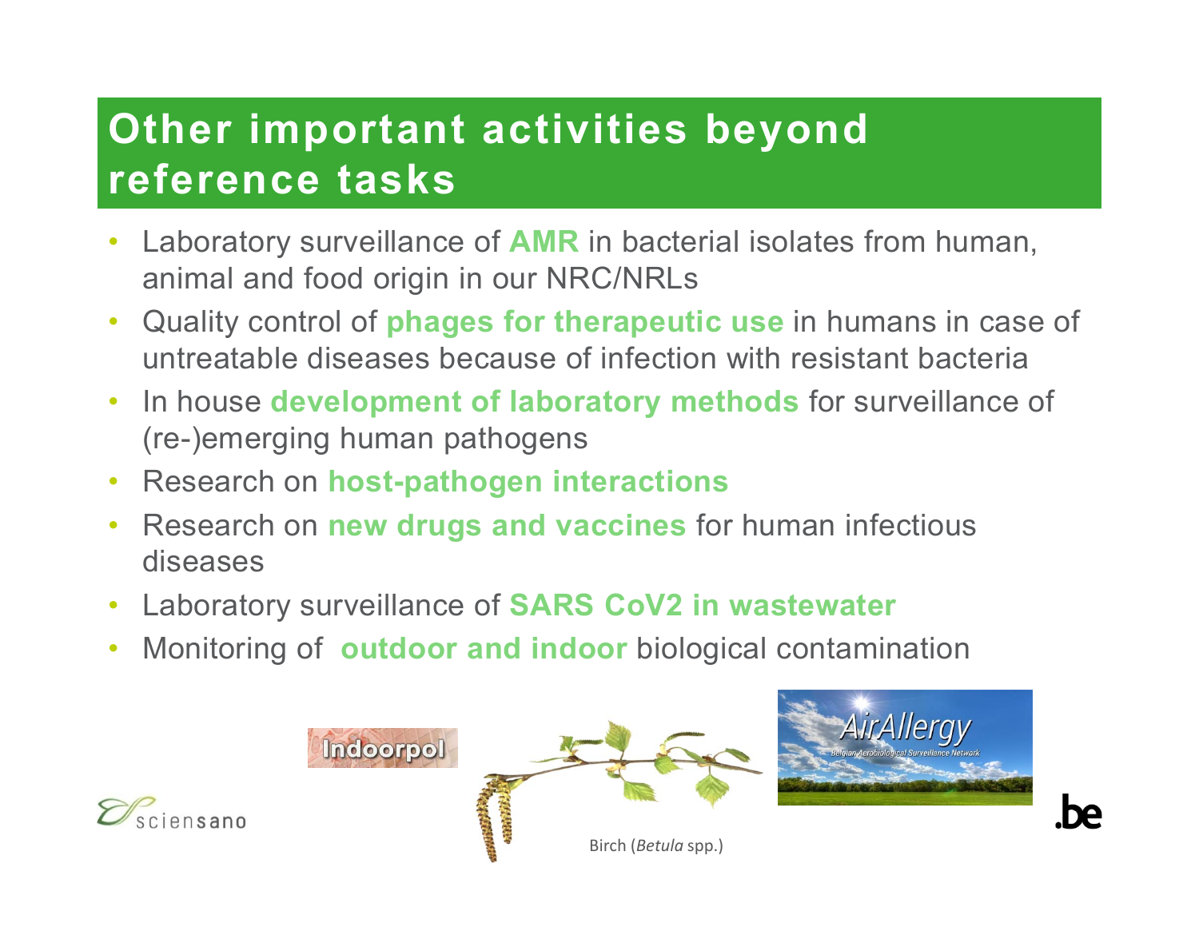# Other important activities beyond reference tasks

- Laboratory surveillance of **AMR** in bacterial isolates from human, animal and food origin in our NRC/NRLs
- Quality control of **phages for therapeutic use** in humans in case of untreatable diseases because of infection with resistant bacteria
- In house **development of laboratory methods** for surveillance of (re-)emerging human pathogens
- Research on **host-pathogen interactions**
- Research on **new drugs and vaccines** for human infectious diseases
- Laboratory surveillance of **SARS CoV2 in wastewater**
- Monitoring of **outdoor and indoor** biological contamination

Birch (*Betula* spp.)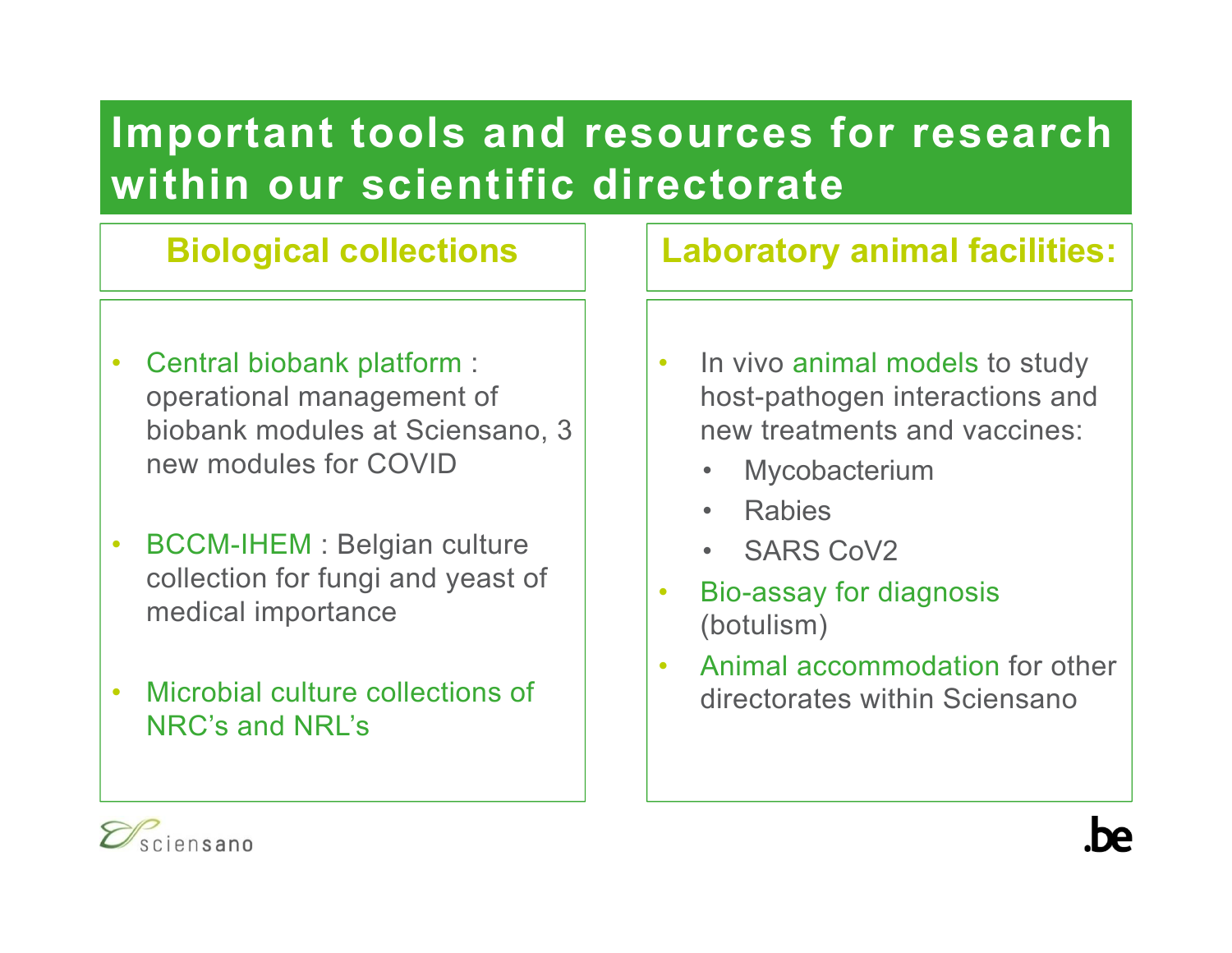# Important tools and resources for research within our scientific directorate

## Biological collections

- Central biobank platform : operational management of biobank modules at Sciensano, 3 new modules for COVID
- BCCM-IHEM : Belgian culture collection for fungi and yeast of medical importance
- Microbial culture collections of NRC's and NRL's

## Laboratory animal facilities:

- In vivo animal models to study host-pathogen interactions and new treatments and vaccines:
  - Mycobacterium
  - Rabies
  - SARS CoV2
- Bio-assay for diagnosis (botulism)
- Animal accommodation for other directorates within Sciensano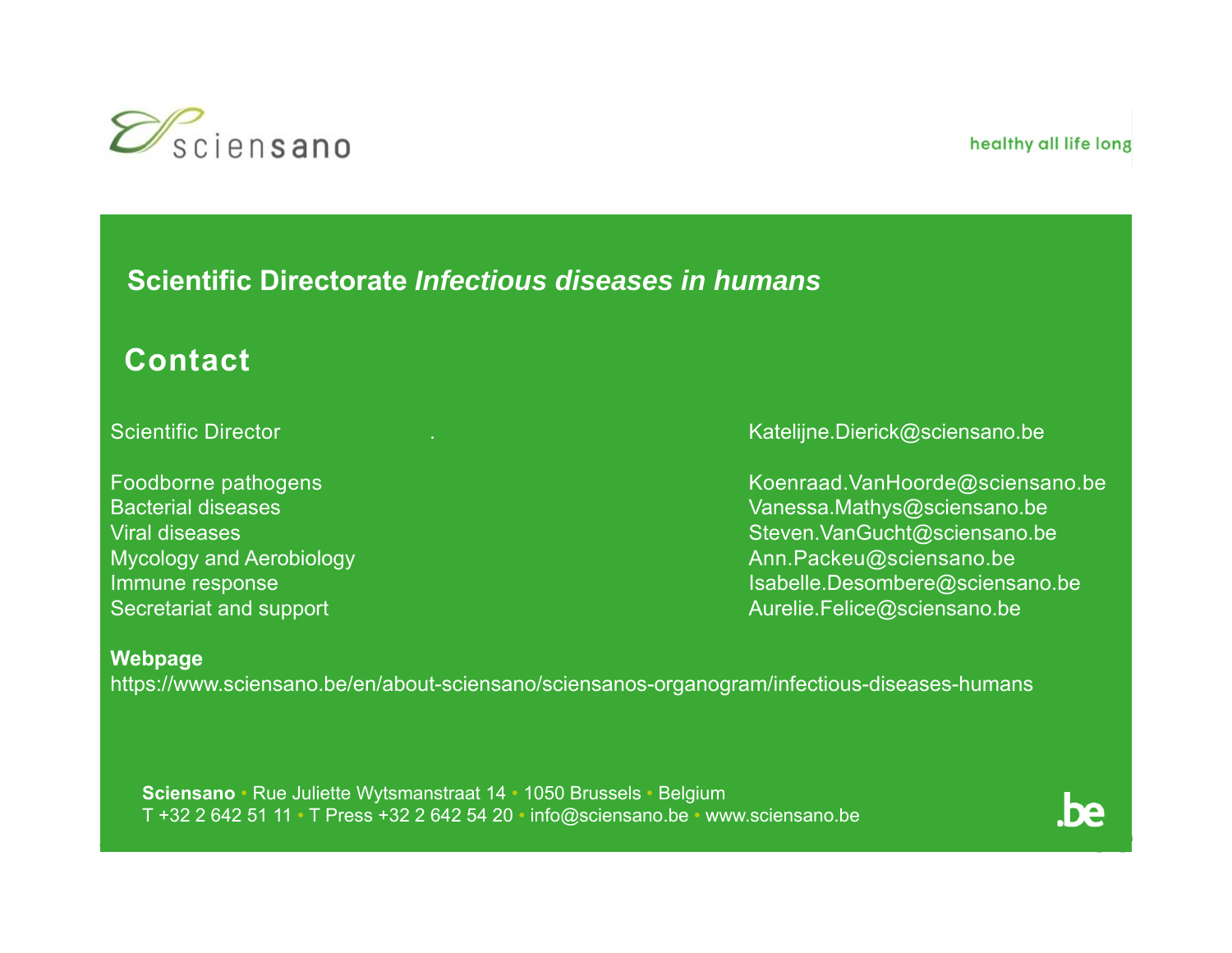sciensano

healthy all life long

## Scientific Directorate *Infectious diseases in humans*

## Contact

| | |
|---|---|
| Scientific Director | Katelijne.Dierick@sciensano.be |
| Foodborne pathogens | Koenraad.VanHoorde@sciensano.be |
| Bacterial diseases | Vanessa.Mathys@sciensano.be |
| Viral diseases | Steven.VanGucht@sciensano.be |
| Mycology and Aerobiology | Ann.Packeu@sciensano.be |
| Immune response | Isabelle.Desombere@sciensano.be |
| Secretariat and support | Aurelie.Felice@sciensano.be |

**Webpage**

https://www.sciensano.be/en/about-sciensano/sciensanos-organogram/infectious-diseases-humans

**Sciensano** • Rue Juliette Wytsmanstraat 14 • 1050 Brussels • Belgium
T +32 2 642 51 11 • T Press +32 2 642 54 20 • info@sciensano.be • www.sciensano.be

.be